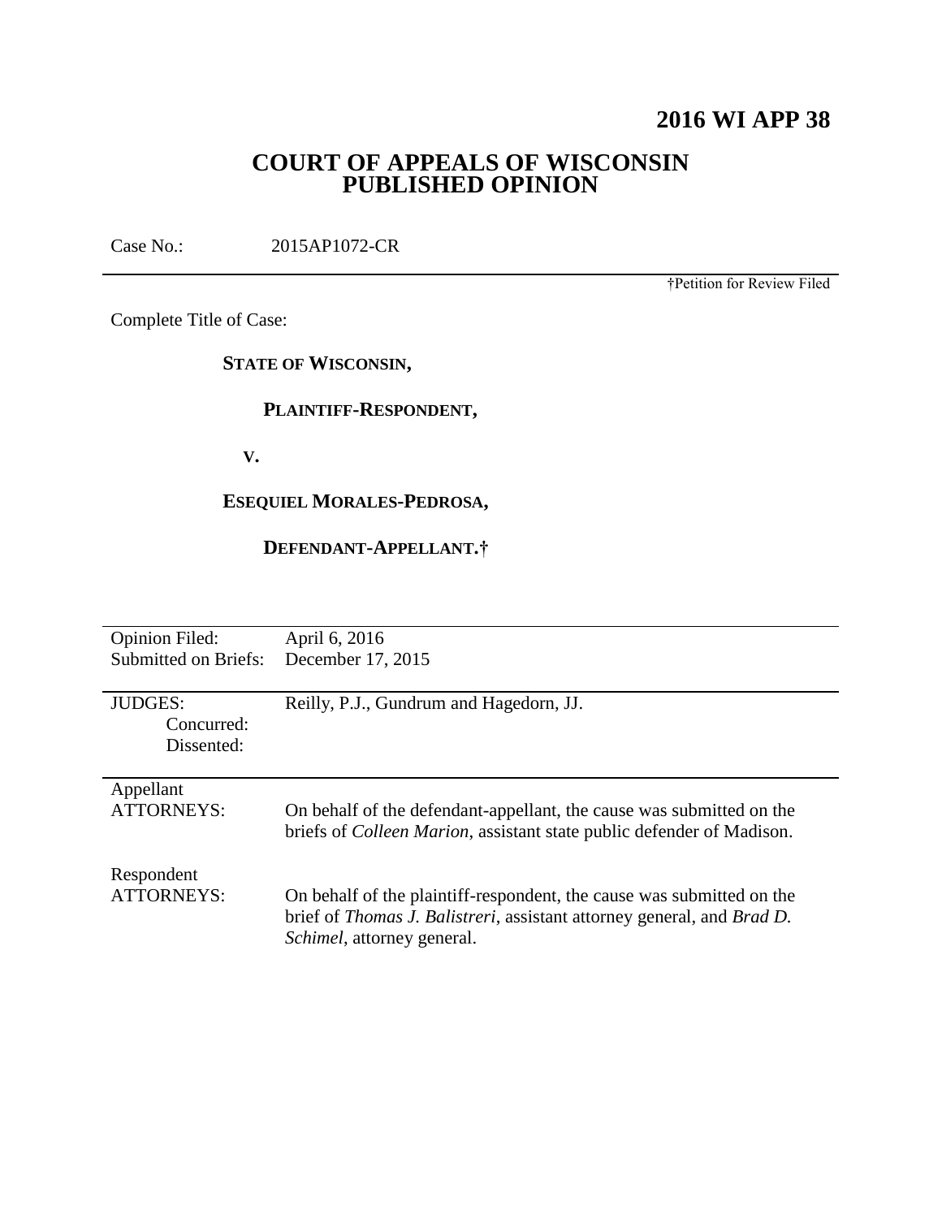# 2016 WI APP 38

## COURT OF APPEALS OF WISCONSIN PUBLISHED OPINION

Case No.: 2015AP1072-CR

†Petition for Review Filed

Complete Title of Case:

**STATE OF WISCONSIN,**

**PLAINTIFF-RESPONDENT,**

**V.**

**ESEQUIEL MORALES-PEDROSA,**

**DEFENDANT-APPELLANT.†**

| | |
|---|---|
| Opinion Filed: | April 6, 2016 |
| Submitted on Briefs: | December 17, 2015 |
| JUDGES: | Reilly, P.J., Gundrum and Hagedorn, JJ. |
| Concurred: | |
| Dissented: | |
| Appellant ATTORNEYS: | On behalf of the defendant-appellant, the cause was submitted on the briefs of *Colleen Marion*, assistant state public defender of Madison. |
| Respondent ATTORNEYS: | On behalf of the plaintiff-respondent, the cause was submitted on the brief of *Thomas J. Balistreri*, assistant attorney general, and *Brad D. Schimel*, attorney general. |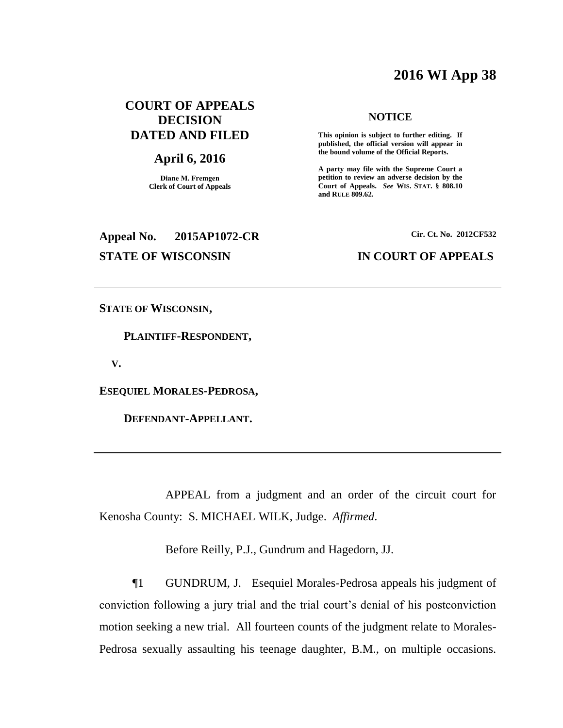# 2016 WI App 38

## COURT OF APPEALS DECISION DATED AND FILED

## April 6, 2016

**Diane M. Fremgen**
**Clerk of Court of Appeals**

**NOTICE**

**This opinion is subject to further editing. If published, the official version will appear in the bound volume of the Official Reports.**

**A party may file with the Supreme Court a petition to review an adverse decision by the Court of Appeals.** ***See*** **WIS. STAT. § 808.10 and RULE 809.62.**

**Appeal No. 2015AP1072-CR** **Cir. Ct. No. 2012CF532**

**STATE OF WISCONSIN** **IN COURT OF APPEALS**

---

**STATE OF WISCONSIN,**

**PLAINTIFF-RESPONDENT,**

**V.**

**ESEQUIEL MORALES-PEDROSA,**

**DEFENDANT-APPELLANT.**

---

APPEAL from a judgment and an order of the circuit court for Kenosha County: S. MICHAEL WILK, Judge. *Affirmed*.

Before Reilly, P.J., Gundrum and Hagedorn, JJ.

¶1 GUNDRUM, J. Esequiel Morales-Pedrosa appeals his judgment of conviction following a jury trial and the trial court's denial of his postconviction motion seeking a new trial. All fourteen counts of the judgment relate to Morales-Pedrosa sexually assaulting his teenage daughter, B.M., on multiple occasions.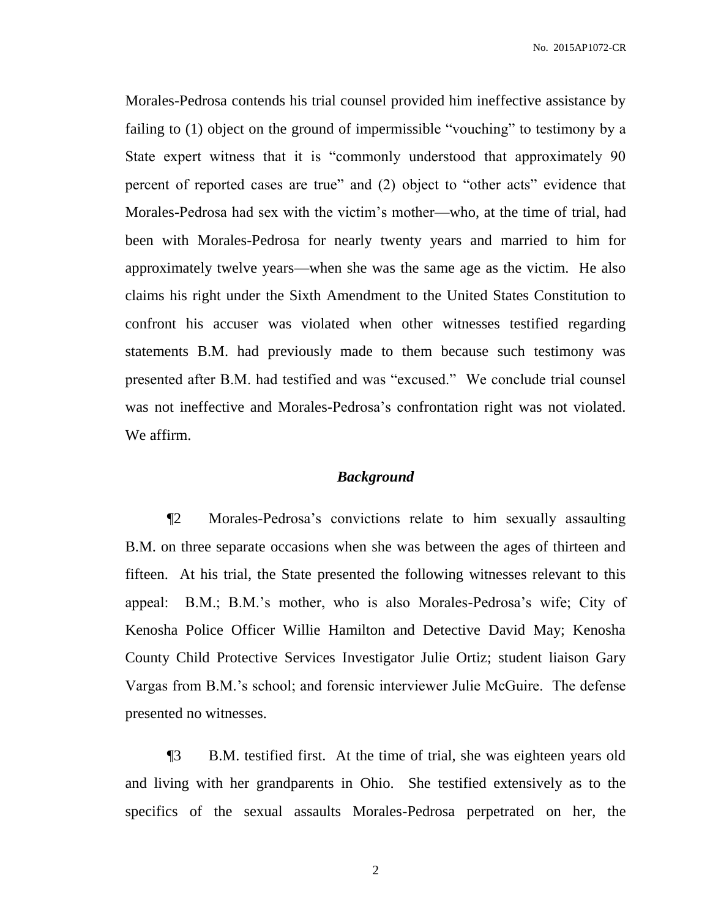Morales-Pedrosa contends his trial counsel provided him ineffective assistance by failing to (1) object on the ground of impermissible "vouching" to testimony by a State expert witness that it is "commonly understood that approximately 90 percent of reported cases are true" and (2) object to "other acts" evidence that Morales-Pedrosa had sex with the victim's mother—who, at the time of trial, had been with Morales-Pedrosa for nearly twenty years and married to him for approximately twelve years—when she was the same age as the victim. He also claims his right under the Sixth Amendment to the United States Constitution to confront his accuser was violated when other witnesses testified regarding statements B.M. had previously made to them because such testimony was presented after B.M. had testified and was "excused." We conclude trial counsel was not ineffective and Morales-Pedrosa's confrontation right was not violated. We affirm.

## ***Background***

¶2 Morales-Pedrosa's convictions relate to him sexually assaulting B.M. on three separate occasions when she was between the ages of thirteen and fifteen. At his trial, the State presented the following witnesses relevant to this appeal: B.M.; B.M.'s mother, who is also Morales-Pedrosa's wife; City of Kenosha Police Officer Willie Hamilton and Detective David May; Kenosha County Child Protective Services Investigator Julie Ortiz; student liaison Gary Vargas from B.M.'s school; and forensic interviewer Julie McGuire. The defense presented no witnesses.

¶3 B.M. testified first. At the time of trial, she was eighteen years old and living with her grandparents in Ohio. She testified extensively as to the specifics of the sexual assaults Morales-Pedrosa perpetrated on her, the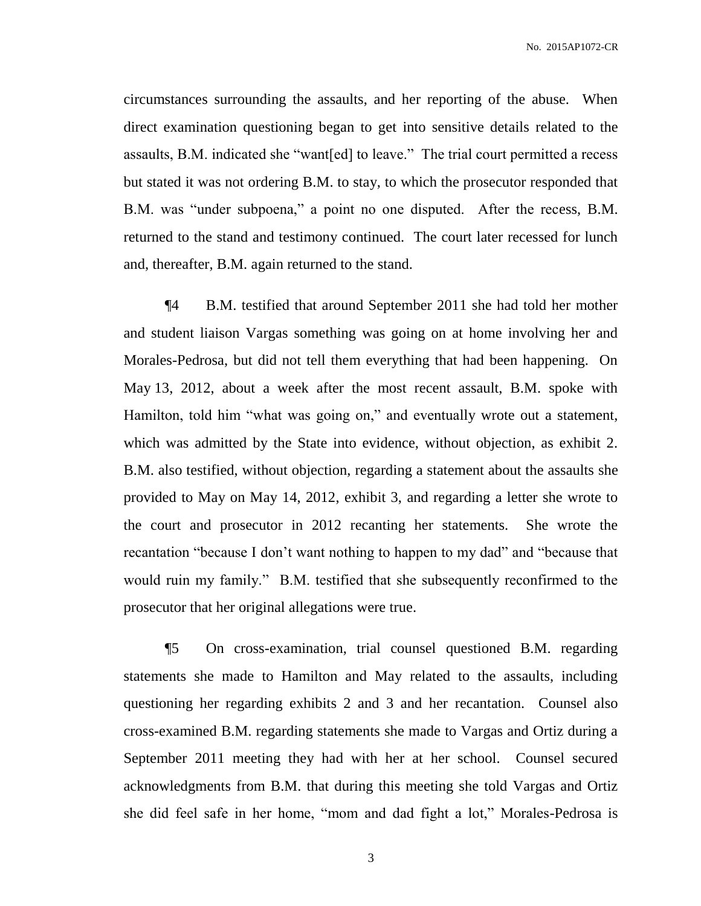circumstances surrounding the assaults, and her reporting of the abuse. When direct examination questioning began to get into sensitive details related to the assaults, B.M. indicated she "want[ed] to leave." The trial court permitted a recess but stated it was not ordering B.M. to stay, to which the prosecutor responded that B.M. was "under subpoena," a point no one disputed. After the recess, B.M. returned to the stand and testimony continued. The court later recessed for lunch and, thereafter, B.M. again returned to the stand.

¶4 B.M. testified that around September 2011 she had told her mother and student liaison Vargas something was going on at home involving her and Morales-Pedrosa, but did not tell them everything that had been happening. On May 13, 2012, about a week after the most recent assault, B.M. spoke with Hamilton, told him "what was going on," and eventually wrote out a statement, which was admitted by the State into evidence, without objection, as exhibit 2. B.M. also testified, without objection, regarding a statement about the assaults she provided to May on May 14, 2012, exhibit 3, and regarding a letter she wrote to the court and prosecutor in 2012 recanting her statements. She wrote the recantation "because I don't want nothing to happen to my dad" and "because that would ruin my family." B.M. testified that she subsequently reconfirmed to the prosecutor that her original allegations were true.

¶5 On cross-examination, trial counsel questioned B.M. regarding statements she made to Hamilton and May related to the assaults, including questioning her regarding exhibits 2 and 3 and her recantation. Counsel also cross-examined B.M. regarding statements she made to Vargas and Ortiz during a September 2011 meeting they had with her at her school. Counsel secured acknowledgments from B.M. that during this meeting she told Vargas and Ortiz she did feel safe in her home, "mom and dad fight a lot," Morales-Pedrosa is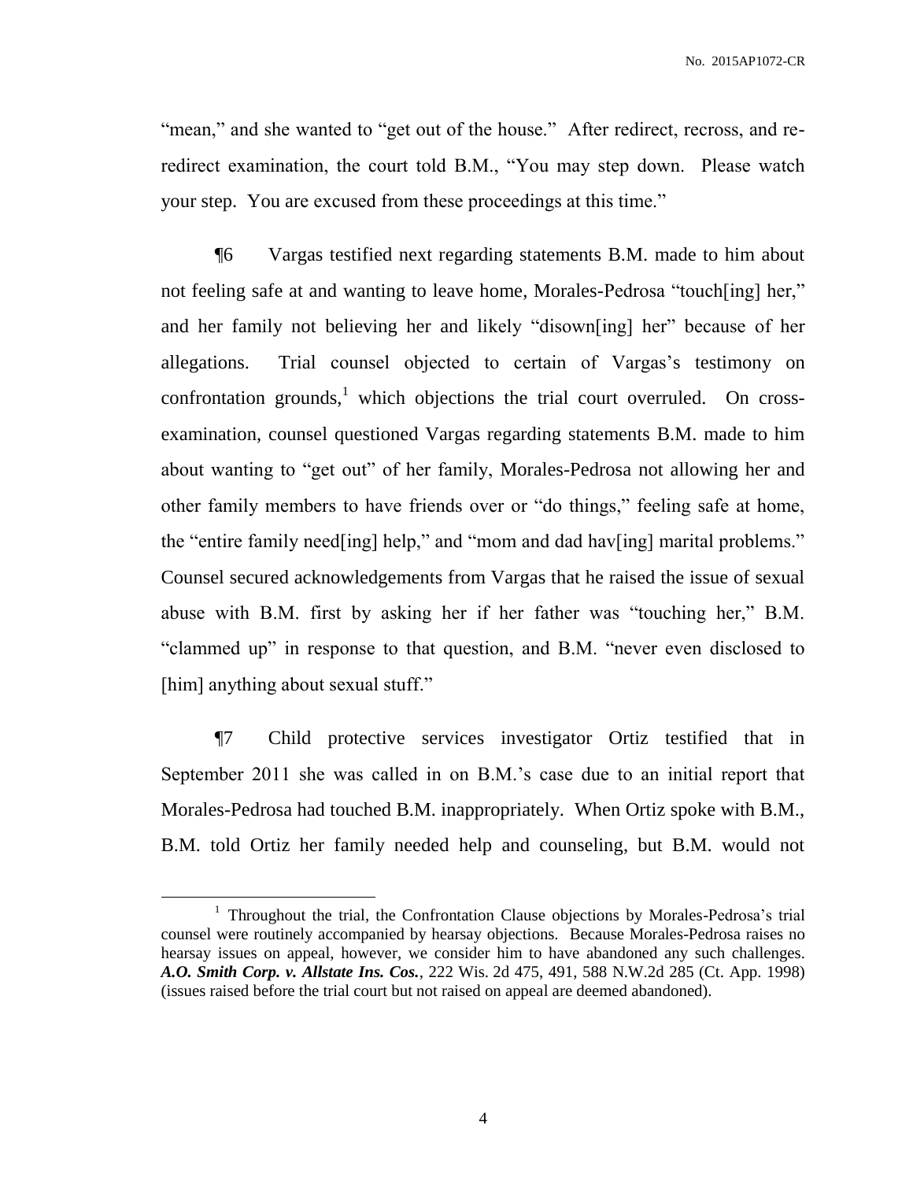"mean," and she wanted to "get out of the house." After redirect, recross, and re-redirect examination, the court told B.M., "You may step down. Please watch your step. You are excused from these proceedings at this time."

¶6 Vargas testified next regarding statements B.M. made to him about not feeling safe at and wanting to leave home, Morales-Pedrosa "touch[ing] her," and her family not believing her and likely "disown[ing] her" because of her allegations. Trial counsel objected to certain of Vargas's testimony on confrontation grounds,[1] which objections the trial court overruled. On cross-examination, counsel questioned Vargas regarding statements B.M. made to him about wanting to "get out" of her family, Morales-Pedrosa not allowing her and other family members to have friends over or "do things," feeling safe at home, the "entire family need[ing] help," and "mom and dad hav[ing] marital problems." Counsel secured acknowledgements from Vargas that he raised the issue of sexual abuse with B.M. first by asking her if her father was "touching her," B.M. "clammed up" in response to that question, and B.M. "never even disclosed to [him] anything about sexual stuff."

¶7 Child protective services investigator Ortiz testified that in September 2011 she was called in on B.M.'s case due to an initial report that Morales-Pedrosa had touched B.M. inappropriately. When Ortiz spoke with B.M., B.M. told Ortiz her family needed help and counseling, but B.M. would not

---

[1] Throughout the trial, the Confrontation Clause objections by Morales-Pedrosa's trial counsel were routinely accompanied by hearsay objections. Because Morales-Pedrosa raises no hearsay issues on appeal, however, we consider him to have abandoned any such challenges. ***A.O. Smith Corp. v. Allstate Ins. Cos.***, 222 Wis. 2d 475, 491, 588 N.W.2d 285 (Ct. App. 1998) (issues raised before the trial court but not raised on appeal are deemed abandoned).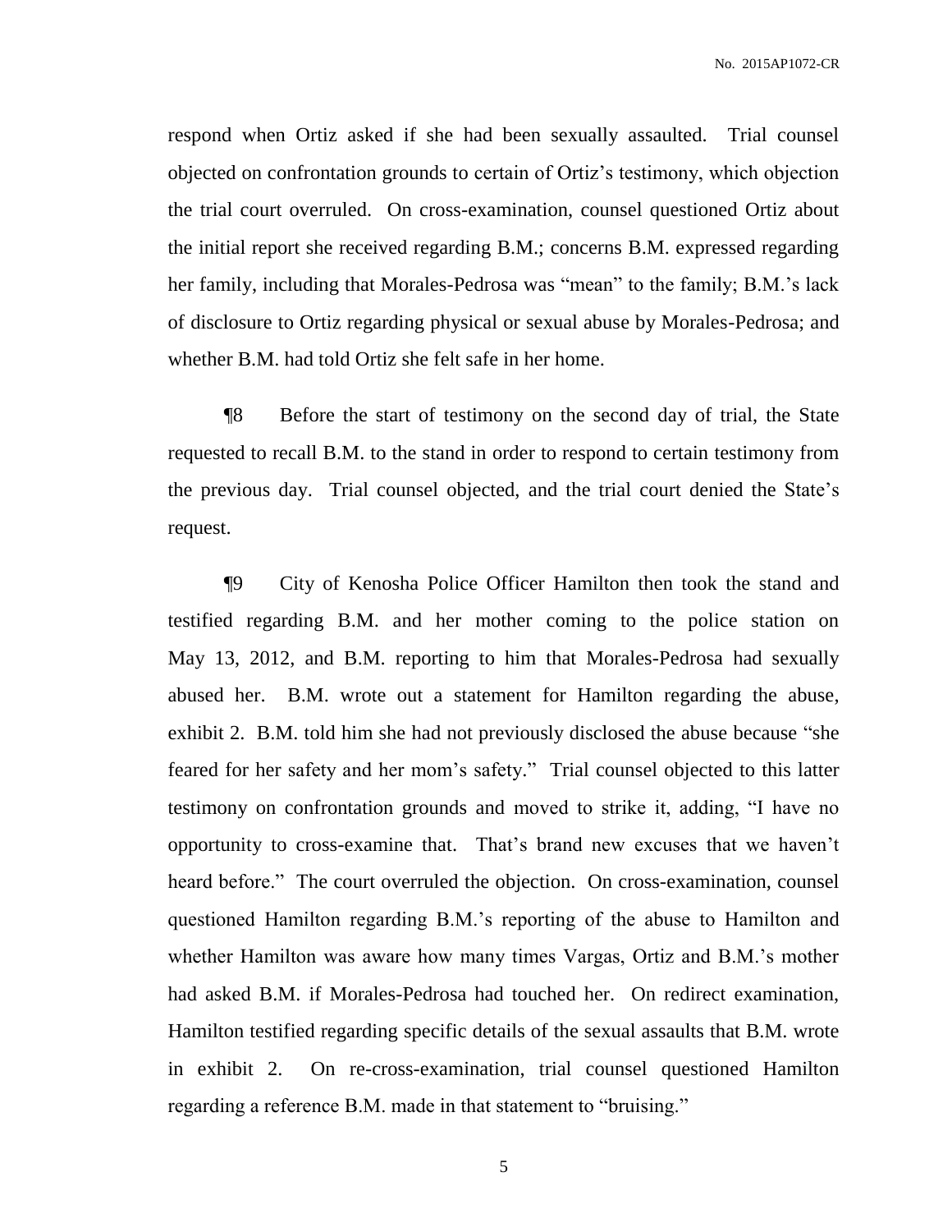respond when Ortiz asked if she had been sexually assaulted. Trial counsel objected on confrontation grounds to certain of Ortiz's testimony, which objection the trial court overruled. On cross-examination, counsel questioned Ortiz about the initial report she received regarding B.M.; concerns B.M. expressed regarding her family, including that Morales-Pedrosa was "mean" to the family; B.M.'s lack of disclosure to Ortiz regarding physical or sexual abuse by Morales-Pedrosa; and whether B.M. had told Ortiz she felt safe in her home.

¶8 Before the start of testimony on the second day of trial, the State requested to recall B.M. to the stand in order to respond to certain testimony from the previous day. Trial counsel objected, and the trial court denied the State's request.

¶9 City of Kenosha Police Officer Hamilton then took the stand and testified regarding B.M. and her mother coming to the police station on May 13, 2012, and B.M. reporting to him that Morales-Pedrosa had sexually abused her. B.M. wrote out a statement for Hamilton regarding the abuse, exhibit 2. B.M. told him she had not previously disclosed the abuse because "she feared for her safety and her mom's safety." Trial counsel objected to this latter testimony on confrontation grounds and moved to strike it, adding, "I have no opportunity to cross-examine that. That's brand new excuses that we haven't heard before." The court overruled the objection. On cross-examination, counsel questioned Hamilton regarding B.M.'s reporting of the abuse to Hamilton and whether Hamilton was aware how many times Vargas, Ortiz and B.M.'s mother had asked B.M. if Morales-Pedrosa had touched her. On redirect examination, Hamilton testified regarding specific details of the sexual assaults that B.M. wrote in exhibit 2. On re-cross-examination, trial counsel questioned Hamilton regarding a reference B.M. made in that statement to "bruising."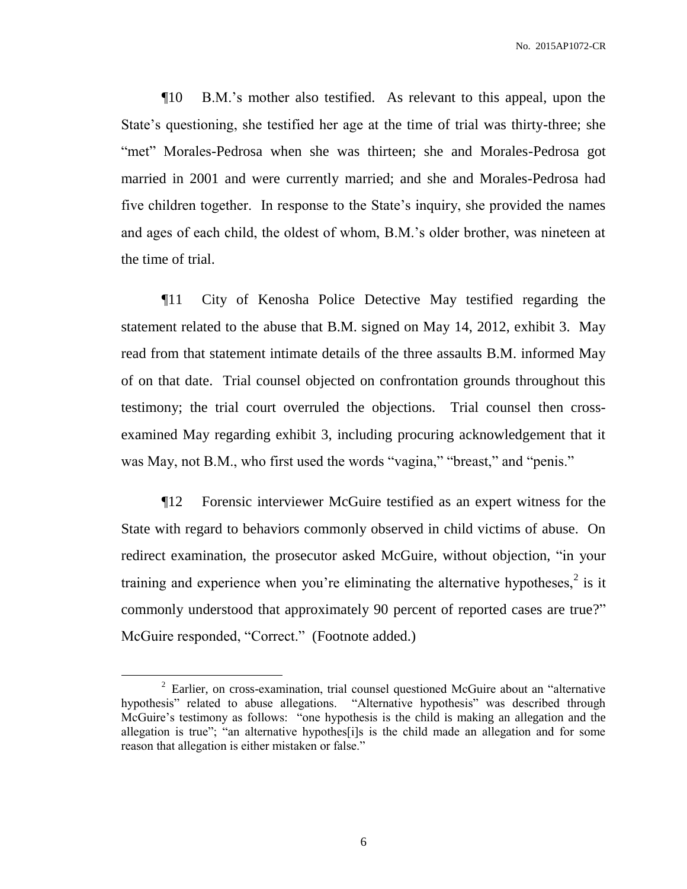¶10 B.M.'s mother also testified. As relevant to this appeal, upon the State's questioning, she testified her age at the time of trial was thirty-three; she "met" Morales-Pedrosa when she was thirteen; she and Morales-Pedrosa got married in 2001 and were currently married; and she and Morales-Pedrosa had five children together. In response to the State's inquiry, she provided the names and ages of each child, the oldest of whom, B.M.'s older brother, was nineteen at the time of trial.

¶11 City of Kenosha Police Detective May testified regarding the statement related to the abuse that B.M. signed on May 14, 2012, exhibit 3. May read from that statement intimate details of the three assaults B.M. informed May of on that date. Trial counsel objected on confrontation grounds throughout this testimony; the trial court overruled the objections. Trial counsel then cross-examined May regarding exhibit 3, including procuring acknowledgement that it was May, not B.M., who first used the words "vagina," "breast," and "penis."

¶12 Forensic interviewer McGuire testified as an expert witness for the State with regard to behaviors commonly observed in child victims of abuse. On redirect examination, the prosecutor asked McGuire, without objection, "in your training and experience when you're eliminating the alternative hypotheses,[2] is it commonly understood that approximately 90 percent of reported cases are true?" McGuire responded, "Correct." (Footnote added.)

---

[2] Earlier, on cross-examination, trial counsel questioned McGuire about an "alternative hypothesis" related to abuse allegations. "Alternative hypothesis" was described through McGuire's testimony as follows: "one hypothesis is the child is making an allegation and the allegation is true"; "an alternative hypothes[i]s is the child made an allegation and for some reason that allegation is either mistaken or false."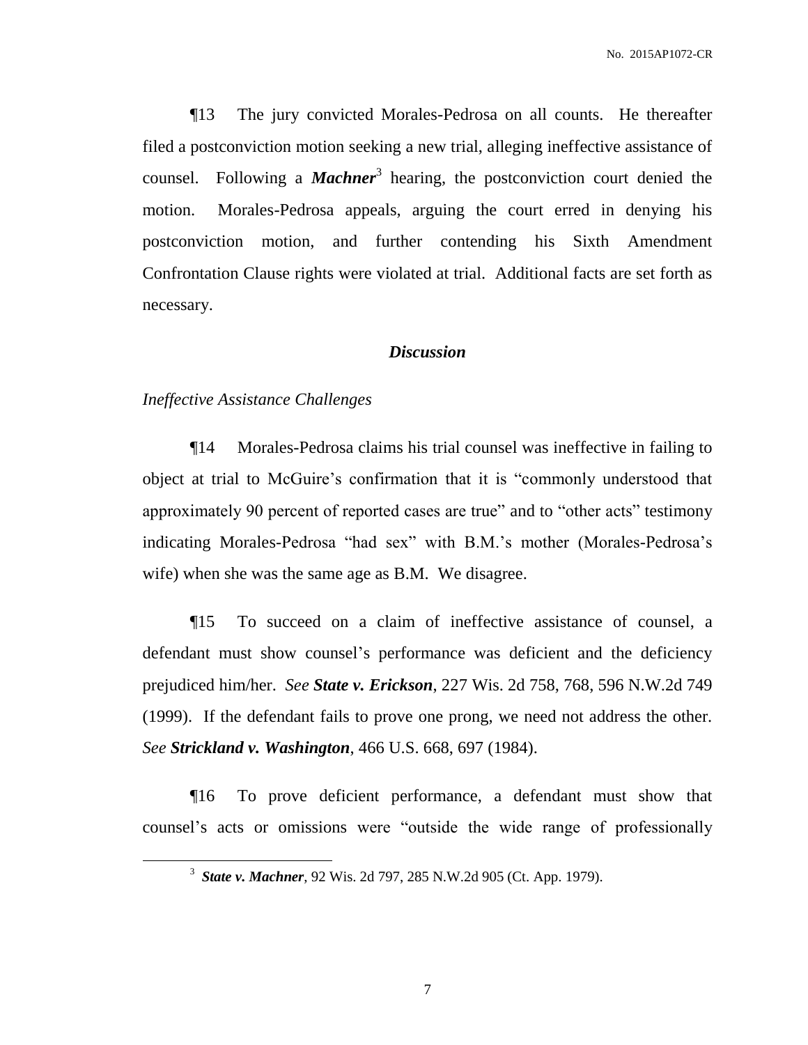¶13 The jury convicted Morales-Pedrosa on all counts. He thereafter filed a postconviction motion seeking a new trial, alleging ineffective assistance of counsel. Following a ***Machner***[3] hearing, the postconviction court denied the motion. Morales-Pedrosa appeals, arguing the court erred in denying his postconviction motion, and further contending his Sixth Amendment Confrontation Clause rights were violated at trial. Additional facts are set forth as necessary.

## *Discussion*

### *Ineffective Assistance Challenges*

¶14 Morales-Pedrosa claims his trial counsel was ineffective in failing to object at trial to McGuire's confirmation that it is "commonly understood that approximately 90 percent of reported cases are true" and to "other acts" testimony indicating Morales-Pedrosa "had sex" with B.M.'s mother (Morales-Pedrosa's wife) when she was the same age as B.M. We disagree.

¶15 To succeed on a claim of ineffective assistance of counsel, a defendant must show counsel's performance was deficient and the deficiency prejudiced him/her. *See* ***State v. Erickson***, 227 Wis. 2d 758, 768, 596 N.W.2d 749 (1999). If the defendant fails to prove one prong, we need not address the other. *See* ***Strickland v. Washington***, 466 U.S. 668, 697 (1984).

¶16 To prove deficient performance, a defendant must show that counsel's acts or omissions were "outside the wide range of professionally

---

[3] ***State v. Machner***, 92 Wis. 2d 797, 285 N.W.2d 905 (Ct. App. 1979).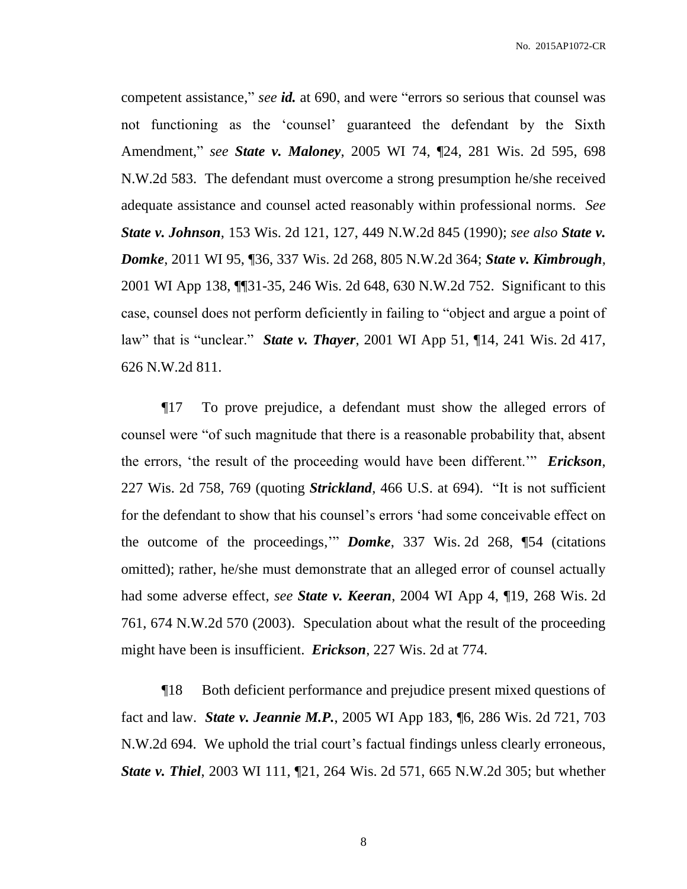competent assistance," *see* ***id.*** at 690, and were "errors so serious that counsel was not functioning as the 'counsel' guaranteed the defendant by the Sixth Amendment," *see* ***State v. Maloney***, 2005 WI 74, ¶24, 281 Wis. 2d 595, 698 N.W.2d 583. The defendant must overcome a strong presumption he/she received adequate assistance and counsel acted reasonably within professional norms. *See* ***State v. Johnson***, 153 Wis. 2d 121, 127, 449 N.W.2d 845 (1990); *see also* ***State v. Domke***, 2011 WI 95, ¶36, 337 Wis. 2d 268, 805 N.W.2d 364; ***State v. Kimbrough***, 2001 WI App 138, ¶¶31-35, 246 Wis. 2d 648, 630 N.W.2d 752. Significant to this case, counsel does not perform deficiently in failing to "object and argue a point of law" that is "unclear." ***State v. Thayer***, 2001 WI App 51, ¶14, 241 Wis. 2d 417, 626 N.W.2d 811.

¶17 To prove prejudice, a defendant must show the alleged errors of counsel were "of such magnitude that there is a reasonable probability that, absent the errors, 'the result of the proceeding would have been different.'" ***Erickson***, 227 Wis. 2d 758, 769 (quoting ***Strickland***, 466 U.S. at 694). "It is not sufficient for the defendant to show that his counsel's errors 'had some conceivable effect on the outcome of the proceedings,'" ***Domke***, 337 Wis. 2d 268, ¶54 (citations omitted); rather, he/she must demonstrate that an alleged error of counsel actually had some adverse effect, *see* ***State v. Keeran***, 2004 WI App 4, ¶19, 268 Wis. 2d 761, 674 N.W.2d 570 (2003). Speculation about what the result of the proceeding might have been is insufficient. ***Erickson***, 227 Wis. 2d at 774.

¶18 Both deficient performance and prejudice present mixed questions of fact and law. ***State v. Jeannie M.P.***, 2005 WI App 183, ¶6, 286 Wis. 2d 721, 703 N.W.2d 694. We uphold the trial court's factual findings unless clearly erroneous, ***State v. Thiel***, 2003 WI 111, ¶21, 264 Wis. 2d 571, 665 N.W.2d 305; but whether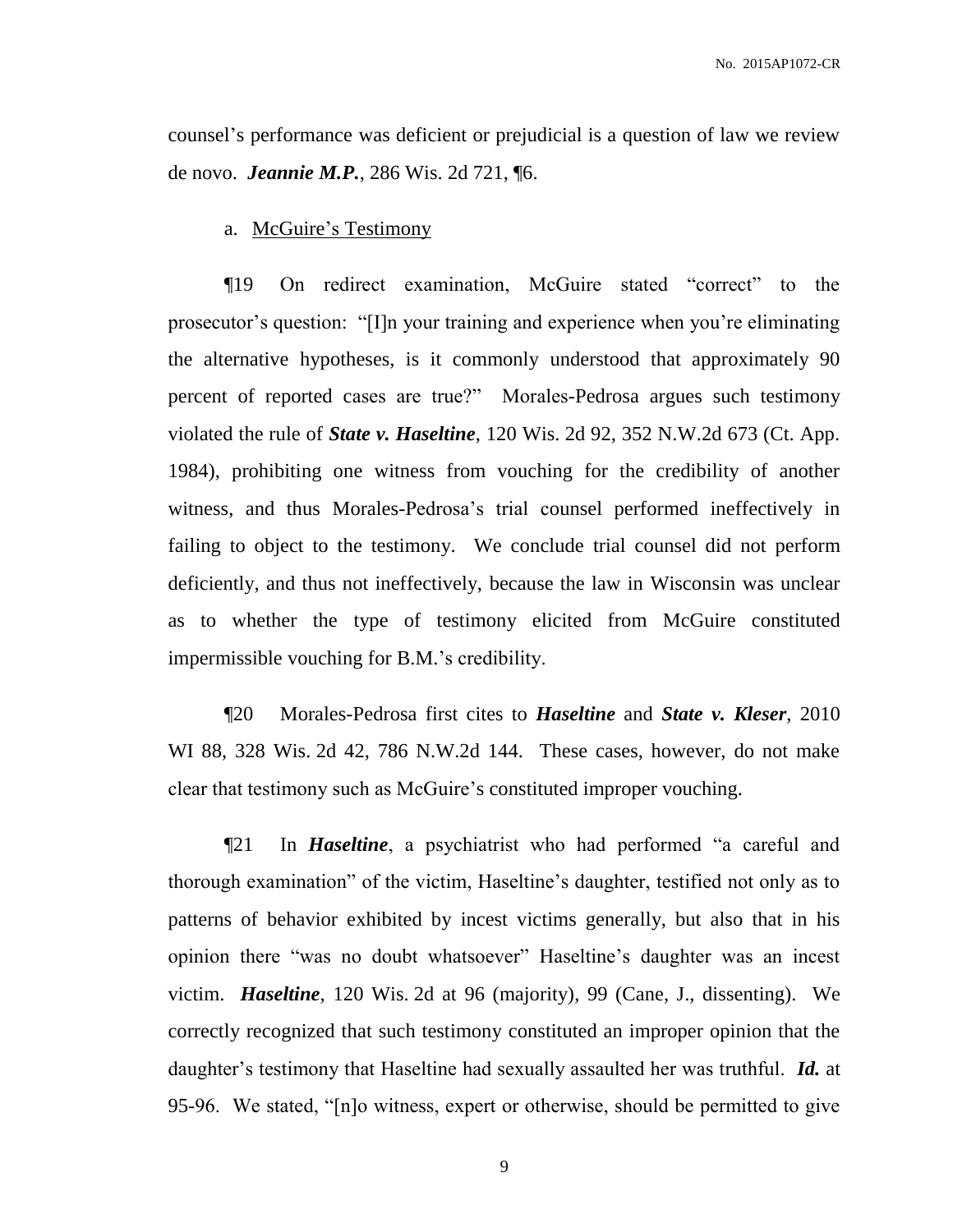counsel's performance was deficient or prejudicial is a question of law we review de novo. ***Jeannie M.P.***, 286 Wis. 2d 721, ¶6.

a. McGuire's Testimony

¶19 On redirect examination, McGuire stated "correct" to the prosecutor's question: "[I]n your training and experience when you're eliminating the alternative hypotheses, is it commonly understood that approximately 90 percent of reported cases are true?" Morales-Pedrosa argues such testimony violated the rule of ***State v. Haseltine***, 120 Wis. 2d 92, 352 N.W.2d 673 (Ct. App. 1984), prohibiting one witness from vouching for the credibility of another witness, and thus Morales-Pedrosa's trial counsel performed ineffectively in failing to object to the testimony. We conclude trial counsel did not perform deficiently, and thus not ineffectively, because the law in Wisconsin was unclear as to whether the type of testimony elicited from McGuire constituted impermissible vouching for B.M.'s credibility.

¶20 Morales-Pedrosa first cites to ***Haseltine*** and ***State v. Kleser***, 2010 WI 88, 328 Wis. 2d 42, 786 N.W.2d 144. These cases, however, do not make clear that testimony such as McGuire's constituted improper vouching.

¶21 In ***Haseltine***, a psychiatrist who had performed "a careful and thorough examination" of the victim, Haseltine's daughter, testified not only as to patterns of behavior exhibited by incest victims generally, but also that in his opinion there "was no doubt whatsoever" Haseltine's daughter was an incest victim. ***Haseltine***, 120 Wis. 2d at 96 (majority), 99 (Cane, J., dissenting). We correctly recognized that such testimony constituted an improper opinion that the daughter's testimony that Haseltine had sexually assaulted her was truthful. ***Id.*** at 95-96. We stated, "[n]o witness, expert or otherwise, should be permitted to give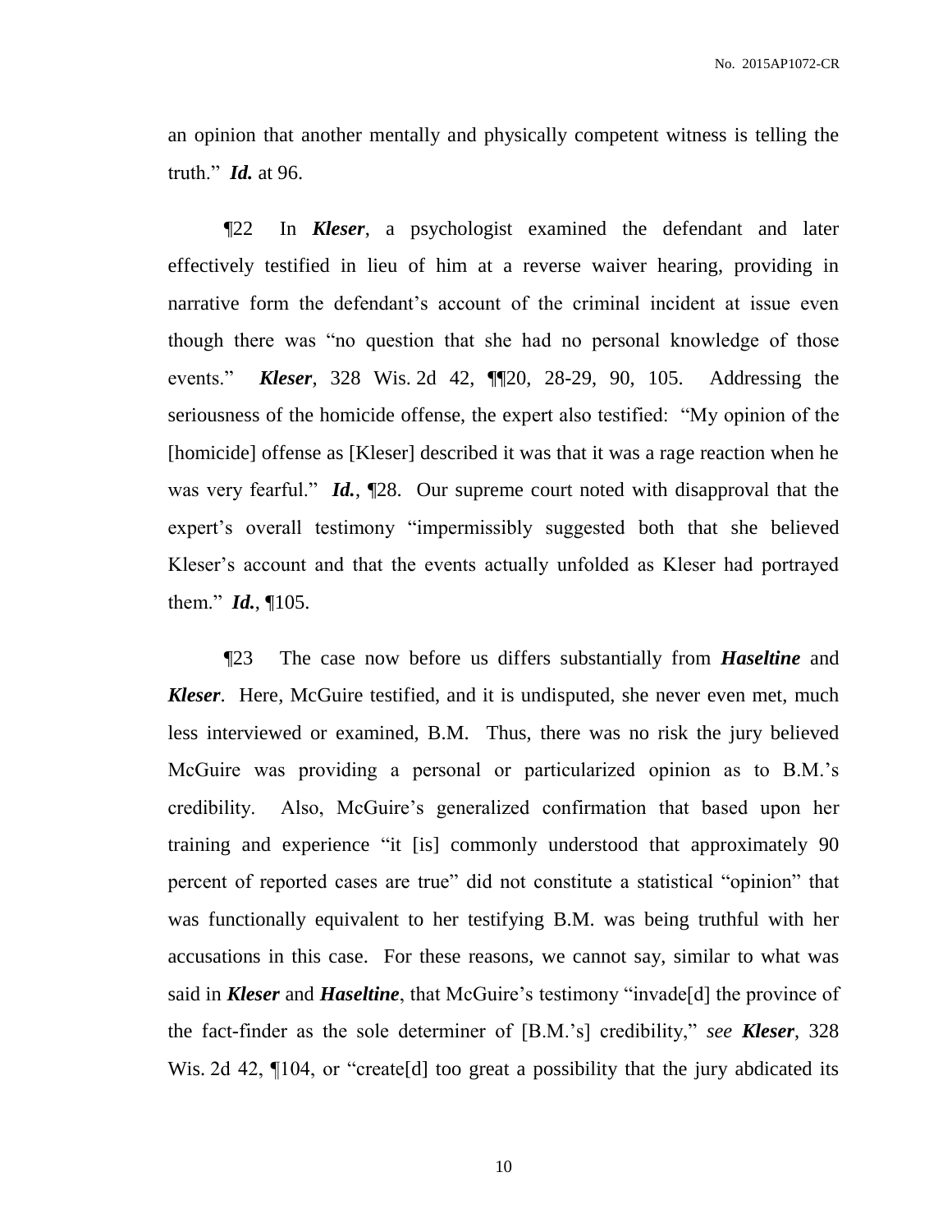an opinion that another mentally and physically competent witness is telling the truth." ***Id.*** at 96.

¶22 In ***Kleser***, a psychologist examined the defendant and later effectively testified in lieu of him at a reverse waiver hearing, providing in narrative form the defendant's account of the criminal incident at issue even though there was "no question that she had no personal knowledge of those events." ***Kleser***, 328 Wis. 2d 42, ¶¶20, 28-29, 90, 105. Addressing the seriousness of the homicide offense, the expert also testified: "My opinion of the [homicide] offense as [Kleser] described it was that it was a rage reaction when he was very fearful." ***Id.***, ¶28. Our supreme court noted with disapproval that the expert's overall testimony "impermissibly suggested both that she believed Kleser's account and that the events actually unfolded as Kleser had portrayed them." ***Id.***, ¶105.

¶23 The case now before us differs substantially from ***Haseltine*** and ***Kleser***. Here, McGuire testified, and it is undisputed, she never even met, much less interviewed or examined, B.M. Thus, there was no risk the jury believed McGuire was providing a personal or particularized opinion as to B.M.'s credibility. Also, McGuire's generalized confirmation that based upon her training and experience "it [is] commonly understood that approximately 90 percent of reported cases are true" did not constitute a statistical "opinion" that was functionally equivalent to her testifying B.M. was being truthful with her accusations in this case. For these reasons, we cannot say, similar to what was said in ***Kleser*** and ***Haseltine***, that McGuire's testimony "invade[d] the province of the fact-finder as the sole determiner of [B.M.'s] credibility," *see* ***Kleser***, 328 Wis. 2d 42, ¶104, or "create[d] too great a possibility that the jury abdicated its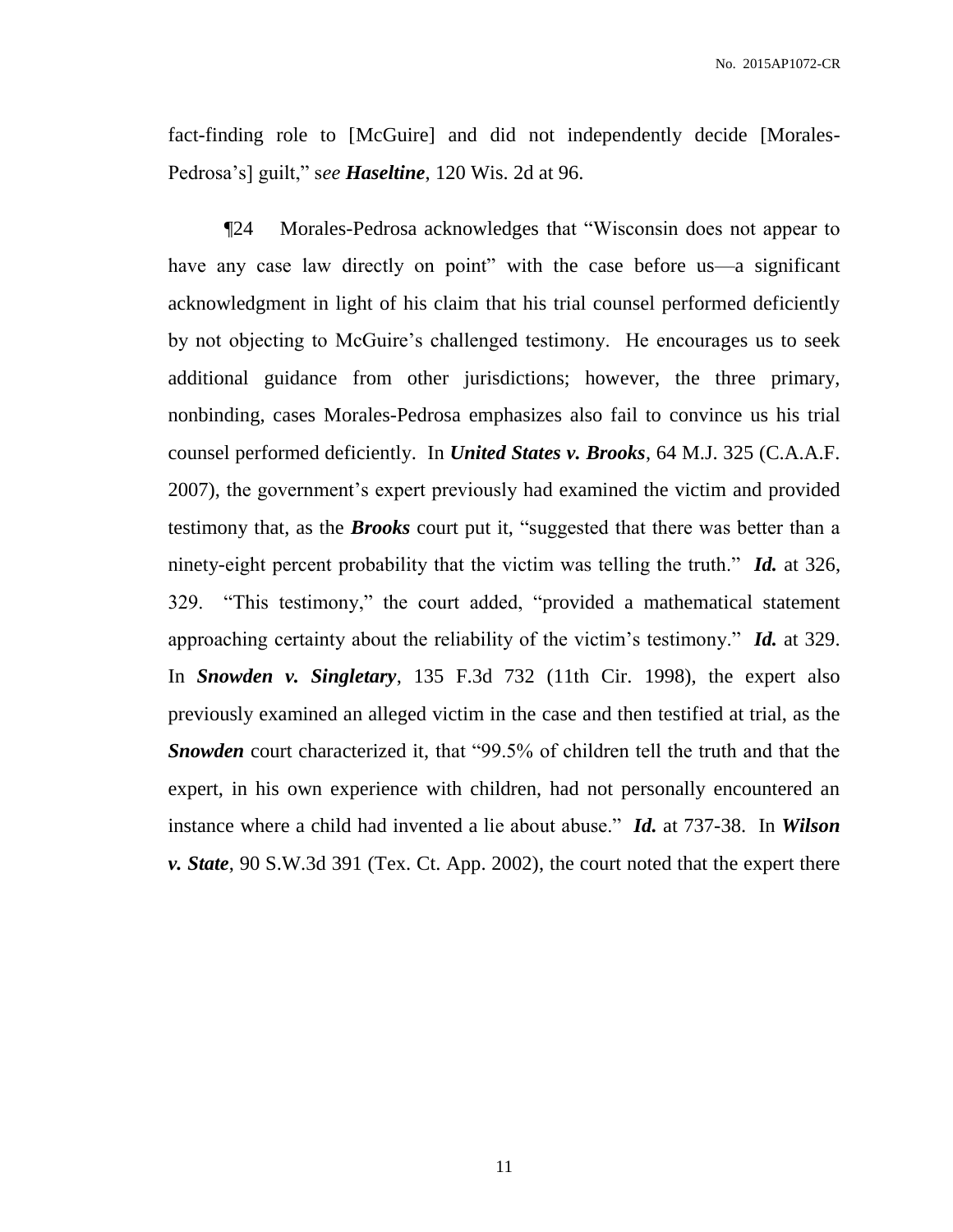fact-finding role to [McGuire] and did not independently decide [Morales-Pedrosa's] guilt," s*ee* ***Haseltine***, 120 Wis. 2d at 96.

¶24 Morales-Pedrosa acknowledges that "Wisconsin does not appear to have any case law directly on point" with the case before us—a significant acknowledgment in light of his claim that his trial counsel performed deficiently by not objecting to McGuire's challenged testimony. He encourages us to seek additional guidance from other jurisdictions; however, the three primary, nonbinding, cases Morales-Pedrosa emphasizes also fail to convince us his trial counsel performed deficiently. In ***United States v. Brooks***, 64 M.J. 325 (C.A.A.F. 2007), the government's expert previously had examined the victim and provided testimony that, as the ***Brooks*** court put it, "suggested that there was better than a ninety-eight percent probability that the victim was telling the truth." ***Id.*** at 326, 329. "This testimony," the court added, "provided a mathematical statement approaching certainty about the reliability of the victim's testimony." ***Id.*** at 329. In ***Snowden v. Singletary***, 135 F.3d 732 (11th Cir. 1998), the expert also previously examined an alleged victim in the case and then testified at trial, as the ***Snowden*** court characterized it, that "99.5% of children tell the truth and that the expert, in his own experience with children, had not personally encountered an instance where a child had invented a lie about abuse." ***Id.*** at 737-38. In ***Wilson v. State***, 90 S.W.3d 391 (Tex. Ct. App. 2002), the court noted that the expert there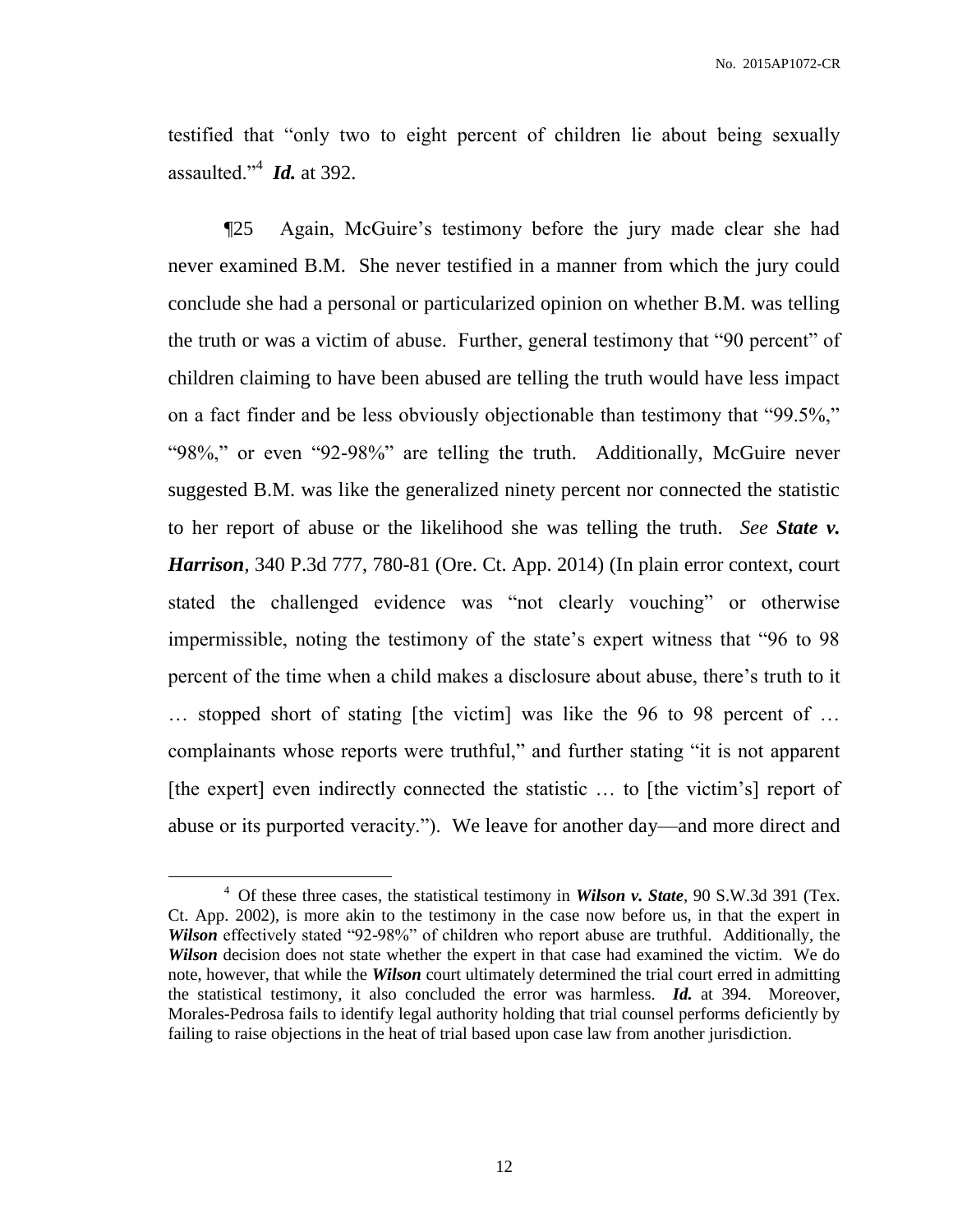testified that "only two to eight percent of children lie about being sexually assaulted."[4] ***Id.*** at 392.

¶25 Again, McGuire's testimony before the jury made clear she had never examined B.M. She never testified in a manner from which the jury could conclude she had a personal or particularized opinion on whether B.M. was telling the truth or was a victim of abuse. Further, general testimony that "90 percent" of children claiming to have been abused are telling the truth would have less impact on a fact finder and be less obviously objectionable than testimony that "99.5%," "98%," or even "92-98%" are telling the truth. Additionally, McGuire never suggested B.M. was like the generalized ninety percent nor connected the statistic to her report of abuse or the likelihood she was telling the truth. *See* ***State v. Harrison***, 340 P.3d 777, 780-81 (Ore. Ct. App. 2014) (In plain error context, court stated the challenged evidence was "not clearly vouching" or otherwise impermissible, noting the testimony of the state's expert witness that "96 to 98 percent of the time when a child makes a disclosure about abuse, there's truth to it … stopped short of stating [the victim] was like the 96 to 98 percent of … complainants whose reports were truthful," and further stating "it is not apparent [the expert] even indirectly connected the statistic … to [the victim's] report of abuse or its purported veracity."). We leave for another day—and more direct and

---

[4] Of these three cases, the statistical testimony in ***Wilson v. State***, 90 S.W.3d 391 (Tex. Ct. App. 2002), is more akin to the testimony in the case now before us, in that the expert in ***Wilson*** effectively stated "92-98%" of children who report abuse are truthful. Additionally, the ***Wilson*** decision does not state whether the expert in that case had examined the victim. We do note, however, that while the ***Wilson*** court ultimately determined the trial court erred in admitting the statistical testimony, it also concluded the error was harmless. ***Id.*** at 394. Moreover, Morales-Pedrosa fails to identify legal authority holding that trial counsel performs deficiently by failing to raise objections in the heat of trial based upon case law from another jurisdiction.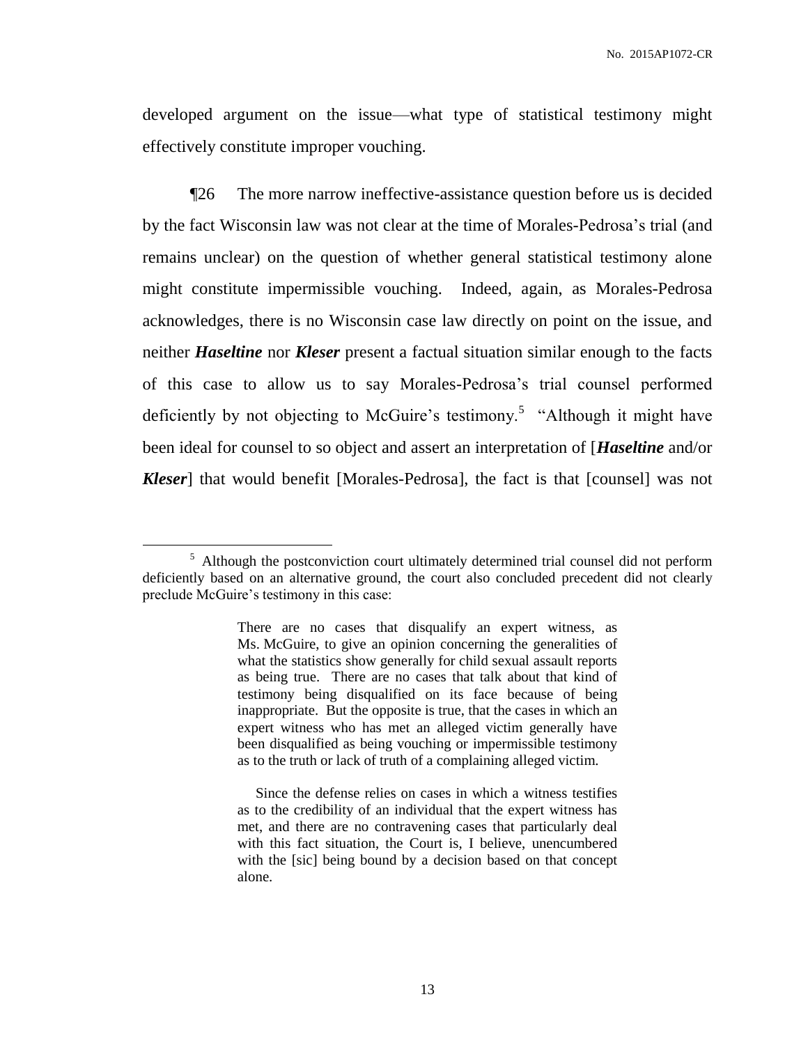developed argument on the issue—what type of statistical testimony might effectively constitute improper vouching.

¶26 The more narrow ineffective-assistance question before us is decided by the fact Wisconsin law was not clear at the time of Morales-Pedrosa's trial (and remains unclear) on the question of whether general statistical testimony alone might constitute impermissible vouching. Indeed, again, as Morales-Pedrosa acknowledges, there is no Wisconsin case law directly on point on the issue, and neither ***Haseltine*** nor ***Kleser*** present a factual situation similar enough to the facts of this case to allow us to say Morales-Pedrosa's trial counsel performed deficiently by not objecting to McGuire's testimony.[5] "Although it might have been ideal for counsel to so object and assert an interpretation of [***Haseltine*** and/or ***Kleser***] that would benefit [Morales-Pedrosa], the fact is that [counsel] was not

---

[5] Although the postconviction court ultimately determined trial counsel did not perform deficiently based on an alternative ground, the court also concluded precedent did not clearly preclude McGuire's testimony in this case:

> There are no cases that disqualify an expert witness, as Ms. McGuire, to give an opinion concerning the generalities of what the statistics show generally for child sexual assault reports as being true. There are no cases that talk about that kind of testimony being disqualified on its face because of being inappropriate. But the opposite is true, that the cases in which an expert witness who has met an alleged victim generally have been disqualified as being vouching or impermissible testimony as to the truth or lack of truth of a complaining alleged victim.
>
> Since the defense relies on cases in which a witness testifies as to the credibility of an individual that the expert witness has met, and there are no contravening cases that particularly deal with this fact situation, the Court is, I believe, unencumbered with the [sic] being bound by a decision based on that concept alone.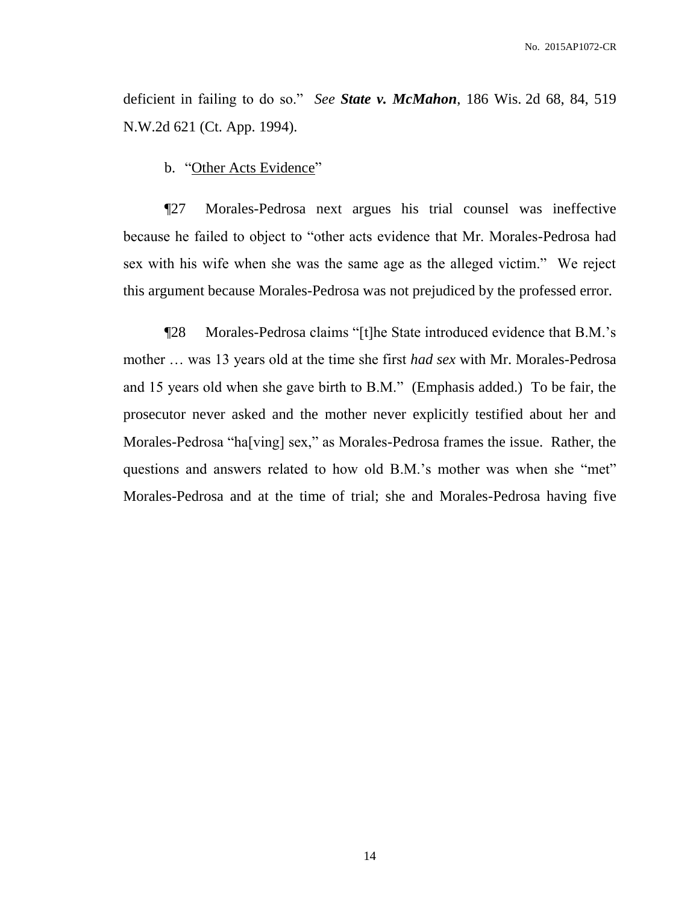deficient in failing to do so." *See* ***State v. McMahon***, 186 Wis. 2d 68, 84, 519 N.W.2d 621 (Ct. App. 1994).

b. "Other Acts Evidence"

¶27 Morales-Pedrosa next argues his trial counsel was ineffective because he failed to object to "other acts evidence that Mr. Morales-Pedrosa had sex with his wife when she was the same age as the alleged victim." We reject this argument because Morales-Pedrosa was not prejudiced by the professed error.

¶28 Morales-Pedrosa claims "[t]he State introduced evidence that B.M.'s mother … was 13 years old at the time she first *had sex* with Mr. Morales-Pedrosa and 15 years old when she gave birth to B.M." (Emphasis added.) To be fair, the prosecutor never asked and the mother never explicitly testified about her and Morales-Pedrosa "ha[ving] sex," as Morales-Pedrosa frames the issue. Rather, the questions and answers related to how old B.M.'s mother was when she "met" Morales-Pedrosa and at the time of trial; she and Morales-Pedrosa having five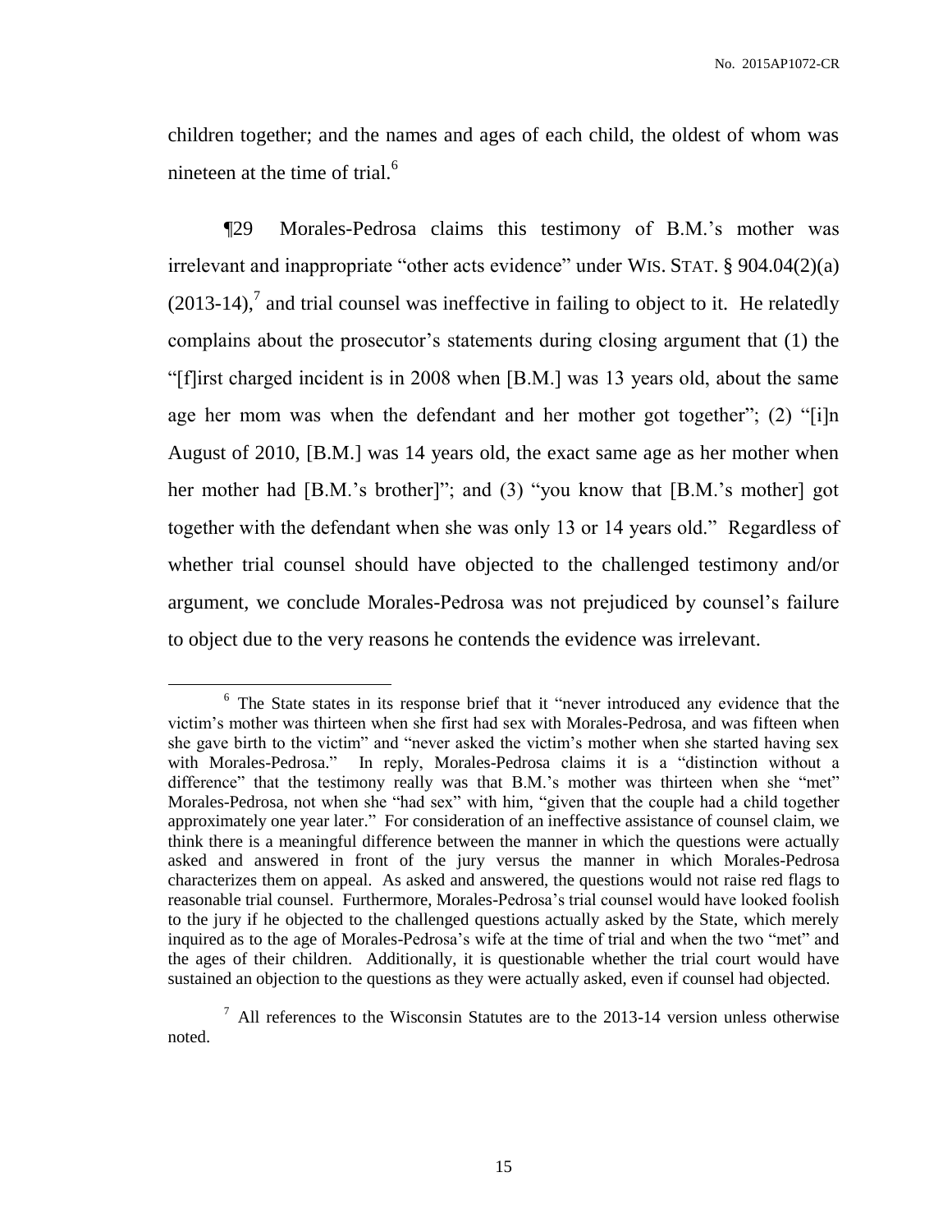children together; and the names and ages of each child, the oldest of whom was nineteen at the time of trial.[6]

¶29 Morales-Pedrosa claims this testimony of B.M.'s mother was irrelevant and inappropriate "other acts evidence" under WIS. STAT. § 904.04(2)(a) (2013-14),[7] and trial counsel was ineffective in failing to object to it. He relatedly complains about the prosecutor's statements during closing argument that (1) the "[f]irst charged incident is in 2008 when [B.M.] was 13 years old, about the same age her mom was when the defendant and her mother got together"; (2) "[i]n August of 2010, [B.M.] was 14 years old, the exact same age as her mother when her mother had [B.M.'s brother]"; and (3) "you know that [B.M.'s mother] got together with the defendant when she was only 13 or 14 years old." Regardless of whether trial counsel should have objected to the challenged testimony and/or argument, we conclude Morales-Pedrosa was not prejudiced by counsel's failure to object due to the very reasons he contends the evidence was irrelevant.

---

[6] The State states in its response brief that it "never introduced any evidence that the victim's mother was thirteen when she first had sex with Morales-Pedrosa, and was fifteen when she gave birth to the victim" and "never asked the victim's mother when she started having sex with Morales-Pedrosa." In reply, Morales-Pedrosa claims it is a "distinction without a difference" that the testimony really was that B.M.'s mother was thirteen when she "met" Morales-Pedrosa, not when she "had sex" with him, "given that the couple had a child together approximately one year later." For consideration of an ineffective assistance of counsel claim, we think there is a meaningful difference between the manner in which the questions were actually asked and answered in front of the jury versus the manner in which Morales-Pedrosa characterizes them on appeal. As asked and answered, the questions would not raise red flags to reasonable trial counsel. Furthermore, Morales-Pedrosa's trial counsel would have looked foolish to the jury if he objected to the challenged questions actually asked by the State, which merely inquired as to the age of Morales-Pedrosa's wife at the time of trial and when the two "met" and the ages of their children. Additionally, it is questionable whether the trial court would have sustained an objection to the questions as they were actually asked, even if counsel had objected.

[7] All references to the Wisconsin Statutes are to the 2013-14 version unless otherwise noted.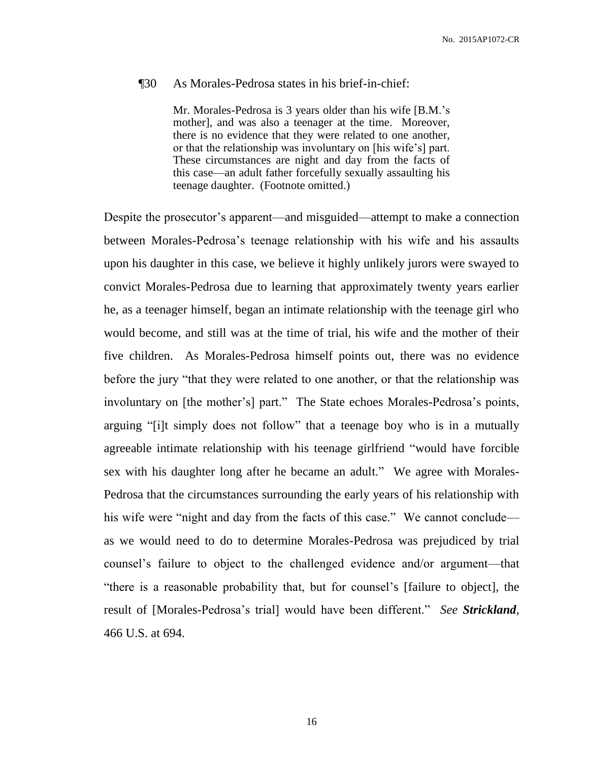¶30 As Morales-Pedrosa states in his brief-in-chief:

> Mr. Morales-Pedrosa is 3 years older than his wife [B.M.'s mother], and was also a teenager at the time. Moreover, there is no evidence that they were related to one another, or that the relationship was involuntary on [his wife's] part. These circumstances are night and day from the facts of this case—an adult father forcefully sexually assaulting his teenage daughter. (Footnote omitted.)

Despite the prosecutor's apparent—and misguided—attempt to make a connection between Morales-Pedrosa's teenage relationship with his wife and his assaults upon his daughter in this case, we believe it highly unlikely jurors were swayed to convict Morales-Pedrosa due to learning that approximately twenty years earlier he, as a teenager himself, began an intimate relationship with the teenage girl who would become, and still was at the time of trial, his wife and the mother of their five children. As Morales-Pedrosa himself points out, there was no evidence before the jury "that they were related to one another, or that the relationship was involuntary on [the mother's] part." The State echoes Morales-Pedrosa's points, arguing "[i]t simply does not follow" that a teenage boy who is in a mutually agreeable intimate relationship with his teenage girlfriend "would have forcible sex with his daughter long after he became an adult." We agree with Morales-Pedrosa that the circumstances surrounding the early years of his relationship with his wife were "night and day from the facts of this case." We cannot conclude—as we would need to do to determine Morales-Pedrosa was prejudiced by trial counsel's failure to object to the challenged evidence and/or argument—that "there is a reasonable probability that, but for counsel's [failure to object], the result of [Morales-Pedrosa's trial] would have been different." *See* ***Strickland***, 466 U.S. at 694.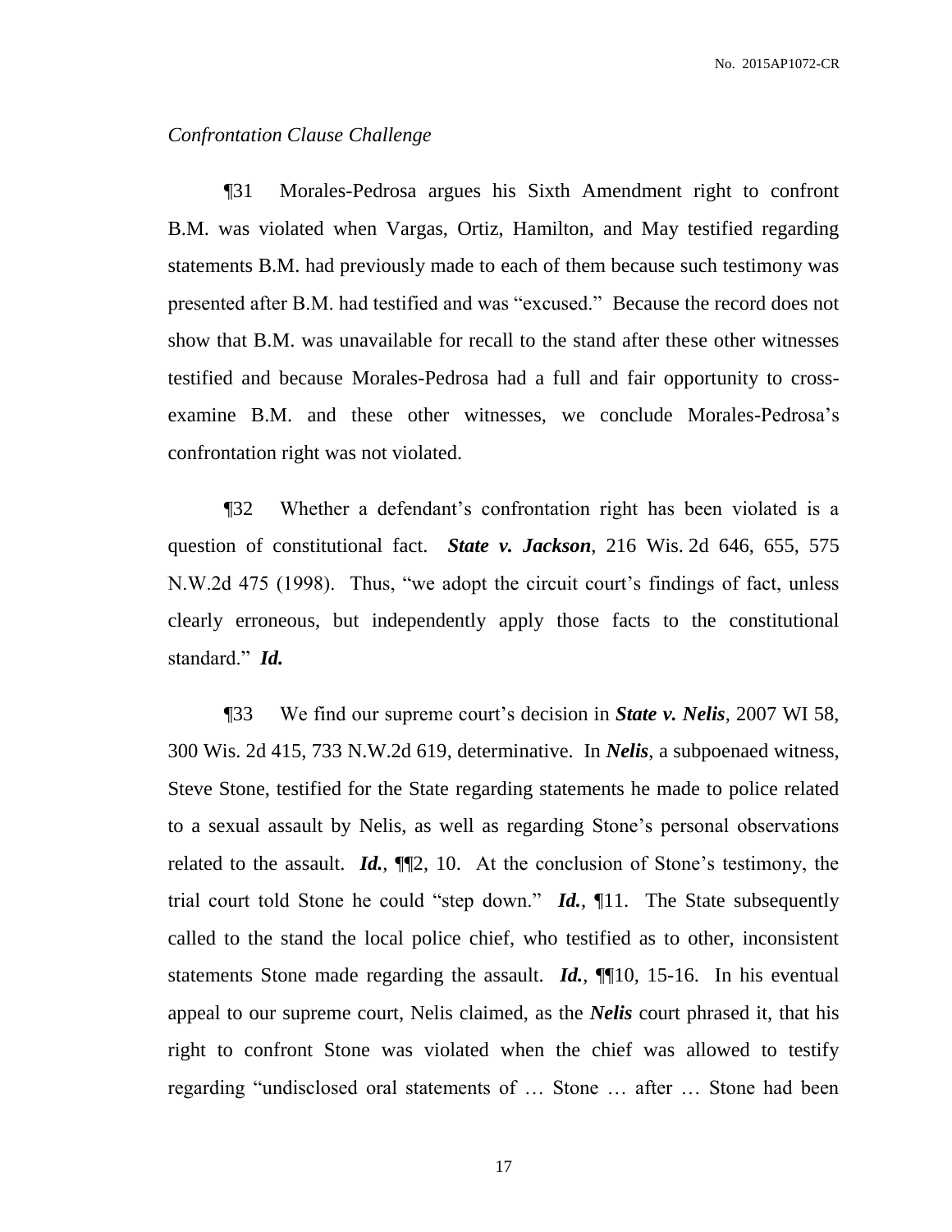*Confrontation Clause Challenge*

¶31 Morales-Pedrosa argues his Sixth Amendment right to confront B.M. was violated when Vargas, Ortiz, Hamilton, and May testified regarding statements B.M. had previously made to each of them because such testimony was presented after B.M. had testified and was "excused." Because the record does not show that B.M. was unavailable for recall to the stand after these other witnesses testified and because Morales-Pedrosa had a full and fair opportunity to cross-examine B.M. and these other witnesses, we conclude Morales-Pedrosa's confrontation right was not violated.

¶32 Whether a defendant's confrontation right has been violated is a question of constitutional fact. ***State v. Jackson***, 216 Wis. 2d 646, 655, 575 N.W.2d 475 (1998). Thus, "we adopt the circuit court's findings of fact, unless clearly erroneous, but independently apply those facts to the constitutional standard." ***Id.***

¶33 We find our supreme court's decision in ***State v. Nelis***, 2007 WI 58, 300 Wis. 2d 415, 733 N.W.2d 619, determinative. In ***Nelis***, a subpoenaed witness, Steve Stone, testified for the State regarding statements he made to police related to a sexual assault by Nelis, as well as regarding Stone's personal observations related to the assault. ***Id.***, ¶¶2, 10. At the conclusion of Stone's testimony, the trial court told Stone he could "step down." ***Id.***, ¶11. The State subsequently called to the stand the local police chief, who testified as to other, inconsistent statements Stone made regarding the assault. ***Id.***, ¶¶10, 15-16. In his eventual appeal to our supreme court, Nelis claimed, as the ***Nelis*** court phrased it, that his right to confront Stone was violated when the chief was allowed to testify regarding "undisclosed oral statements of … Stone … after … Stone had been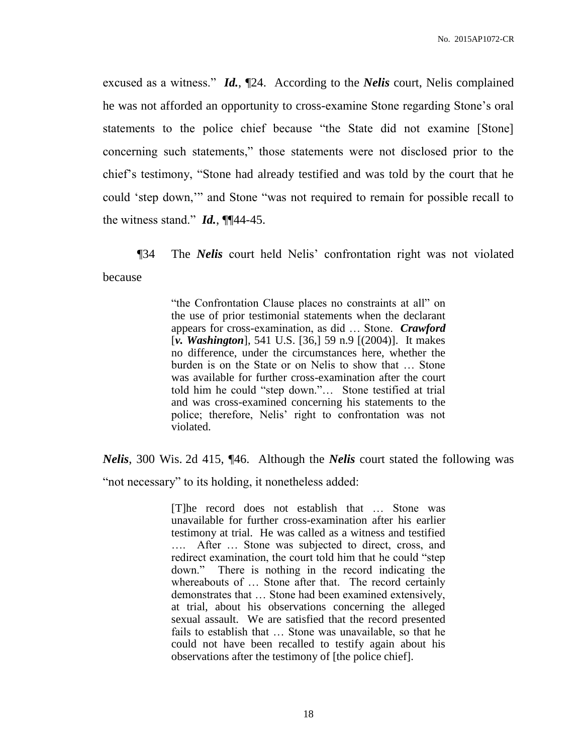excused as a witness." ***Id.***, ¶24. According to the ***Nelis*** court, Nelis complained he was not afforded an opportunity to cross-examine Stone regarding Stone's oral statements to the police chief because "the State did not examine [Stone] concerning such statements," those statements were not disclosed prior to the chief's testimony, "Stone had already testified and was told by the court that he could 'step down,'" and Stone "was not required to remain for possible recall to the witness stand." ***Id.***, ¶¶44-45.

¶34 The ***Nelis*** court held Nelis' confrontation right was not violated because

> "the Confrontation Clause places no constraints at all" on the use of prior testimonial statements when the declarant appears for cross-examination, as did … Stone. ***Crawford*** [***v. Washington***], 541 U.S. [36,] 59 n.9 [(2004)]. It makes no difference, under the circumstances here, whether the burden is on the State or on Nelis to show that … Stone was available for further cross-examination after the court told him he could "step down."… Stone testified at trial and was cross-examined concerning his statements to the police; therefore, Nelis' right to confrontation was not violated.

***Nelis***, 300 Wis. 2d 415, ¶46. Although the ***Nelis*** court stated the following was "not necessary" to its holding, it nonetheless added:

> [T]he record does not establish that … Stone was unavailable for further cross-examination after his earlier testimony at trial. He was called as a witness and testified …. After … Stone was subjected to direct, cross, and redirect examination, the court told him that he could "step down." There is nothing in the record indicating the whereabouts of … Stone after that. The record certainly demonstrates that … Stone had been examined extensively, at trial, about his observations concerning the alleged sexual assault. We are satisfied that the record presented fails to establish that … Stone was unavailable, so that he could not have been recalled to testify again about his observations after the testimony of [the police chief].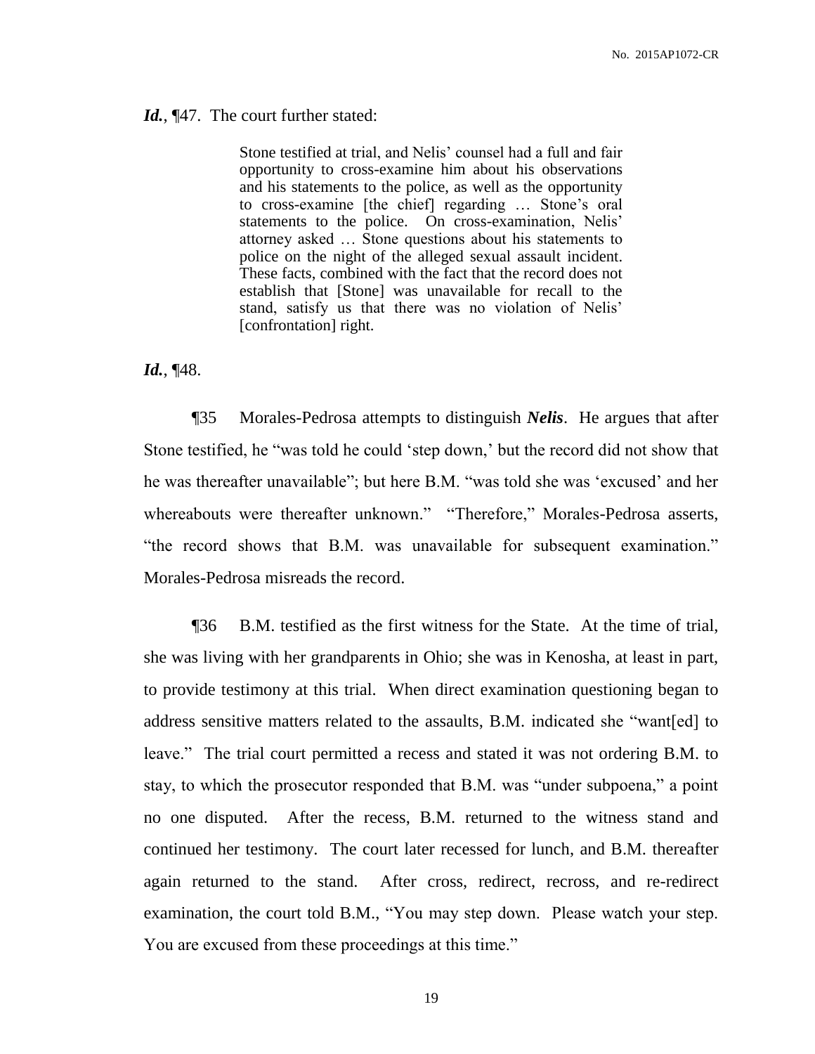*Id.*, ¶47. The court further stated:

> Stone testified at trial, and Nelis' counsel had a full and fair opportunity to cross-examine him about his observations and his statements to the police, as well as the opportunity to cross-examine [the chief] regarding … Stone's oral statements to the police. On cross-examination, Nelis' attorney asked … Stone questions about his statements to police on the night of the alleged sexual assault incident. These facts, combined with the fact that the record does not establish that [Stone] was unavailable for recall to the stand, satisfy us that there was no violation of Nelis' [confrontation] right.

*Id.*, ¶48.

¶35 Morales-Pedrosa attempts to distinguish ***Nelis***. He argues that after Stone testified, he "was told he could 'step down,' but the record did not show that he was thereafter unavailable"; but here B.M. "was told she was 'excused' and her whereabouts were thereafter unknown." "Therefore," Morales-Pedrosa asserts, "the record shows that B.M. was unavailable for subsequent examination." Morales-Pedrosa misreads the record.

¶36 B.M. testified as the first witness for the State. At the time of trial, she was living with her grandparents in Ohio; she was in Kenosha, at least in part, to provide testimony at this trial. When direct examination questioning began to address sensitive matters related to the assaults, B.M. indicated she "want[ed] to leave." The trial court permitted a recess and stated it was not ordering B.M. to stay, to which the prosecutor responded that B.M. was "under subpoena," a point no one disputed. After the recess, B.M. returned to the witness stand and continued her testimony. The court later recessed for lunch, and B.M. thereafter again returned to the stand. After cross, redirect, recross, and re-redirect examination, the court told B.M., "You may step down. Please watch your step. You are excused from these proceedings at this time."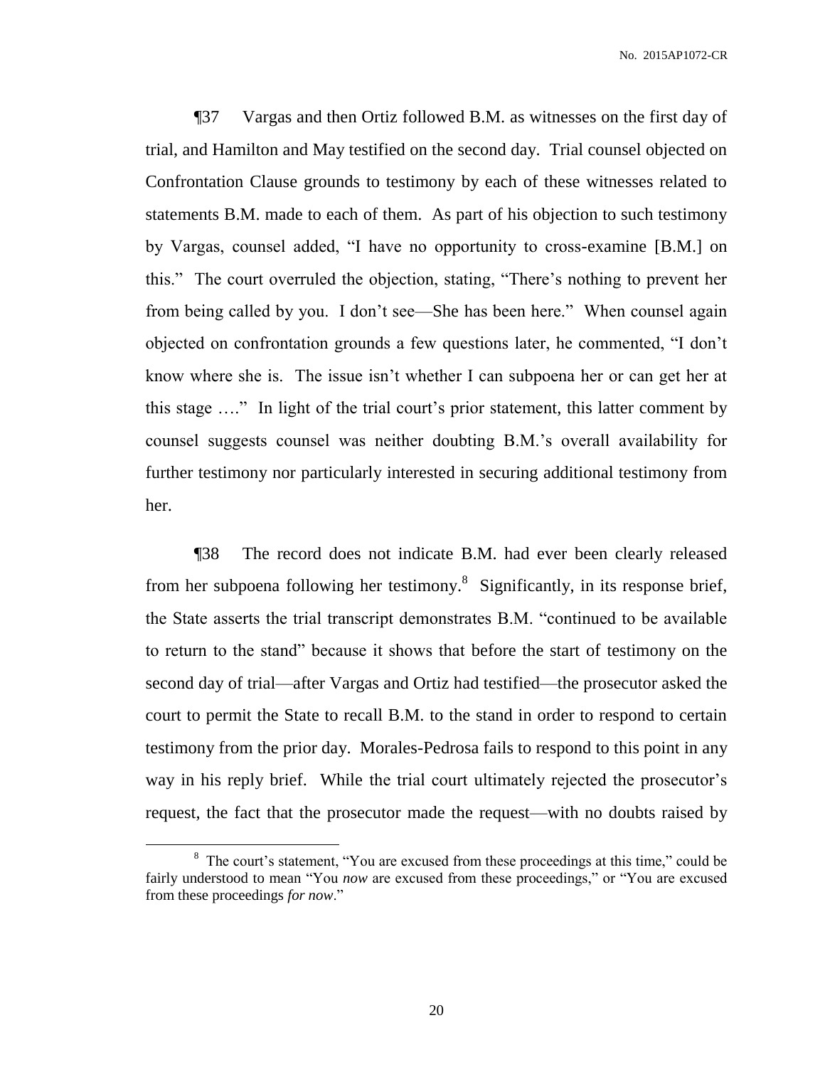¶37 Vargas and then Ortiz followed B.M. as witnesses on the first day of trial, and Hamilton and May testified on the second day. Trial counsel objected on Confrontation Clause grounds to testimony by each of these witnesses related to statements B.M. made to each of them. As part of his objection to such testimony by Vargas, counsel added, "I have no opportunity to cross-examine [B.M.] on this." The court overruled the objection, stating, "There's nothing to prevent her from being called by you. I don't see—She has been here." When counsel again objected on confrontation grounds a few questions later, he commented, "I don't know where she is. The issue isn't whether I can subpoena her or can get her at this stage …." In light of the trial court's prior statement, this latter comment by counsel suggests counsel was neither doubting B.M.'s overall availability for further testimony nor particularly interested in securing additional testimony from her.

¶38 The record does not indicate B.M. had ever been clearly released from her subpoena following her testimony.[8] Significantly, in its response brief, the State asserts the trial transcript demonstrates B.M. "continued to be available to return to the stand" because it shows that before the start of testimony on the second day of trial—after Vargas and Ortiz had testified—the prosecutor asked the court to permit the State to recall B.M. to the stand in order to respond to certain testimony from the prior day. Morales-Pedrosa fails to respond to this point in any way in his reply brief. While the trial court ultimately rejected the prosecutor's request, the fact that the prosecutor made the request—with no doubts raised by

[8] The court's statement, "You are excused from these proceedings at this time," could be fairly understood to mean "You *now* are excused from these proceedings," or "You are excused from these proceedings *for now*."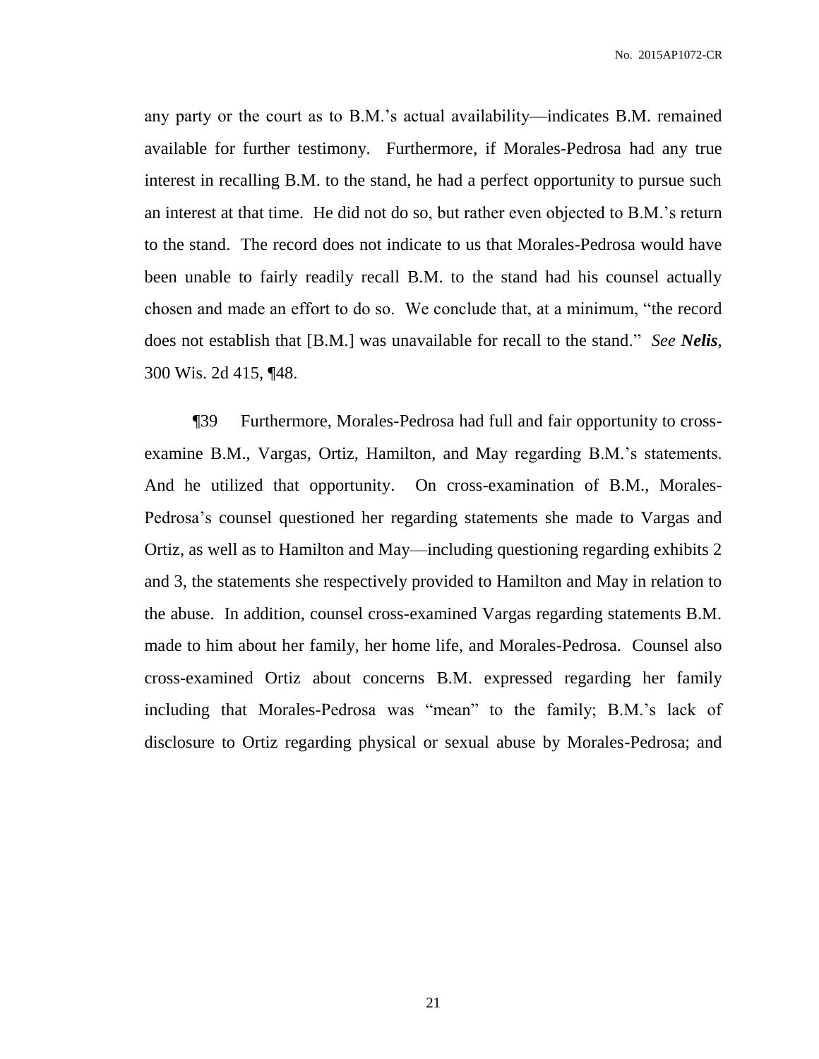any party or the court as to B.M.'s actual availability—indicates B.M. remained available for further testimony. Furthermore, if Morales-Pedrosa had any true interest in recalling B.M. to the stand, he had a perfect opportunity to pursue such an interest at that time. He did not do so, but rather even objected to B.M.'s return to the stand. The record does not indicate to us that Morales-Pedrosa would have been unable to fairly readily recall B.M. to the stand had his counsel actually chosen and made an effort to do so. We conclude that, at a minimum, "the record does not establish that [B.M.] was unavailable for recall to the stand." *See **Nelis***, 300 Wis. 2d 415, ¶48.

¶39 Furthermore, Morales-Pedrosa had full and fair opportunity to cross-examine B.M., Vargas, Ortiz, Hamilton, and May regarding B.M.'s statements. And he utilized that opportunity. On cross-examination of B.M., Morales-Pedrosa's counsel questioned her regarding statements she made to Vargas and Ortiz, as well as to Hamilton and May—including questioning regarding exhibits 2 and 3, the statements she respectively provided to Hamilton and May in relation to the abuse. In addition, counsel cross-examined Vargas regarding statements B.M. made to him about her family, her home life, and Morales-Pedrosa. Counsel also cross-examined Ortiz about concerns B.M. expressed regarding her family including that Morales-Pedrosa was "mean" to the family; B.M.'s lack of disclosure to Ortiz regarding physical or sexual abuse by Morales-Pedrosa; and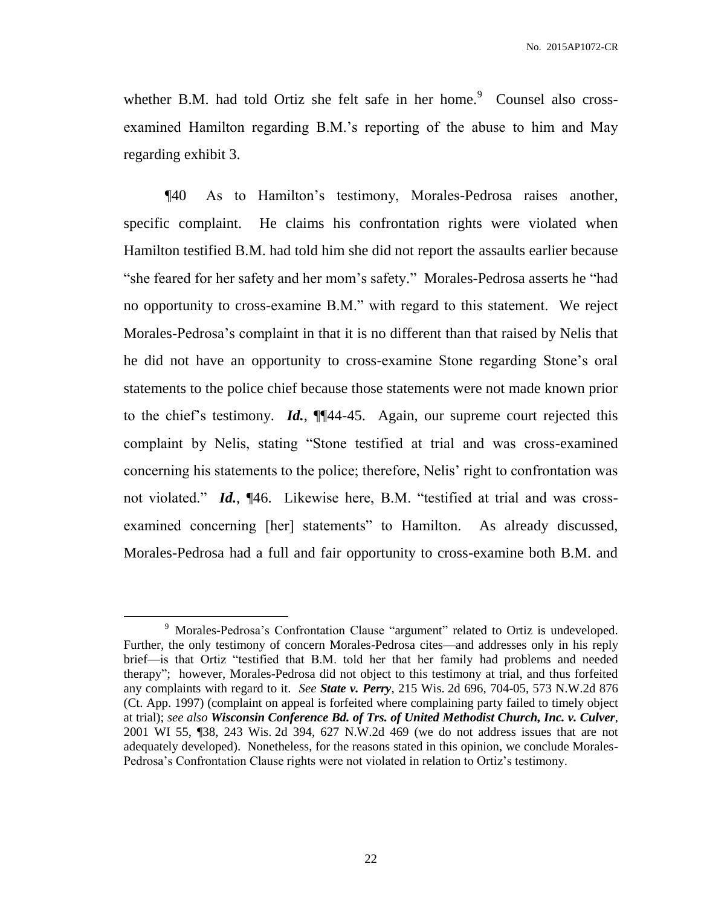whether B.M. had told Ortiz she felt safe in her home.[9] Counsel also cross-examined Hamilton regarding B.M.'s reporting of the abuse to him and May regarding exhibit 3.

¶40 As to Hamilton's testimony, Morales-Pedrosa raises another, specific complaint. He claims his confrontation rights were violated when Hamilton testified B.M. had told him she did not report the assaults earlier because "she feared for her safety and her mom's safety." Morales-Pedrosa asserts he "had no opportunity to cross-examine B.M." with regard to this statement. We reject Morales-Pedrosa's complaint in that it is no different than that raised by Nelis that he did not have an opportunity to cross-examine Stone regarding Stone's oral statements to the police chief because those statements were not made known prior to the chief's testimony. ***Id.***, ¶¶44-45. Again, our supreme court rejected this complaint by Nelis, stating "Stone testified at trial and was cross-examined concerning his statements to the police; therefore, Nelis' right to confrontation was not violated." ***Id.***, ¶46. Likewise here, B.M. "testified at trial and was cross-examined concerning [her] statements" to Hamilton. As already discussed, Morales-Pedrosa had a full and fair opportunity to cross-examine both B.M. and

---

[9] Morales-Pedrosa's Confrontation Clause "argument" related to Ortiz is undeveloped. Further, the only testimony of concern Morales-Pedrosa cites—and addresses only in his reply brief—is that Ortiz "testified that B.M. told her that her family had problems and needed therapy"; however, Morales-Pedrosa did not object to this testimony at trial, and thus forfeited any complaints with regard to it. *See* ***State v. Perry***, 215 Wis. 2d 696, 704-05, 573 N.W.2d 876 (Ct. App. 1997) (complaint on appeal is forfeited where complaining party failed to timely object at trial); *see also* ***Wisconsin Conference Bd. of Trs. of United Methodist Church, Inc. v. Culver***, 2001 WI 55, ¶38, 243 Wis. 2d 394, 627 N.W.2d 469 (we do not address issues that are not adequately developed). Nonetheless, for the reasons stated in this opinion, we conclude Morales-Pedrosa's Confrontation Clause rights were not violated in relation to Ortiz's testimony.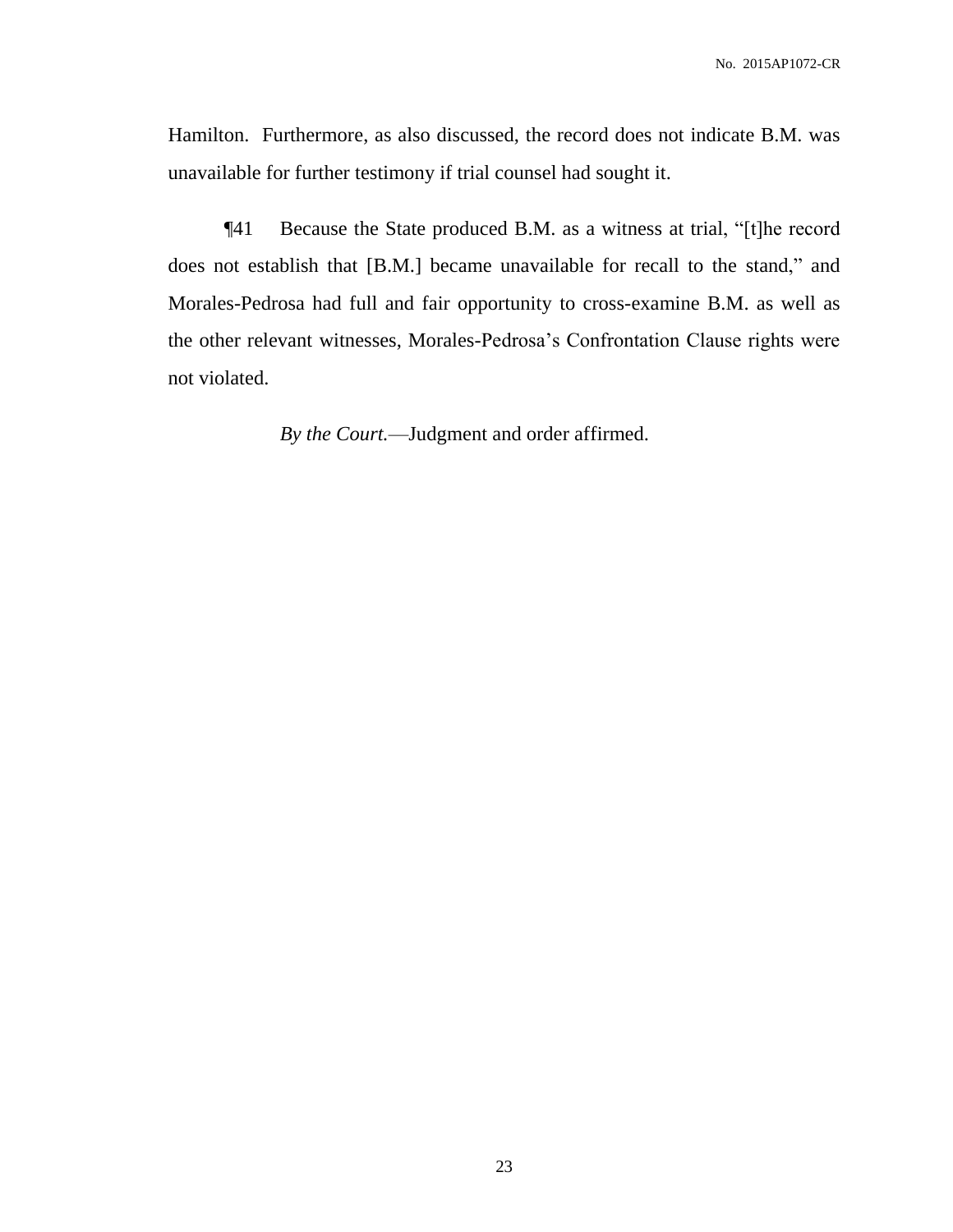Hamilton. Furthermore, as also discussed, the record does not indicate B.M. was unavailable for further testimony if trial counsel had sought it.

¶41 Because the State produced B.M. as a witness at trial, "[t]he record does not establish that [B.M.] became unavailable for recall to the stand," and Morales-Pedrosa had full and fair opportunity to cross-examine B.M. as well as the other relevant witnesses, Morales-Pedrosa's Confrontation Clause rights were not violated.

*By the Court.*—Judgment and order affirmed.